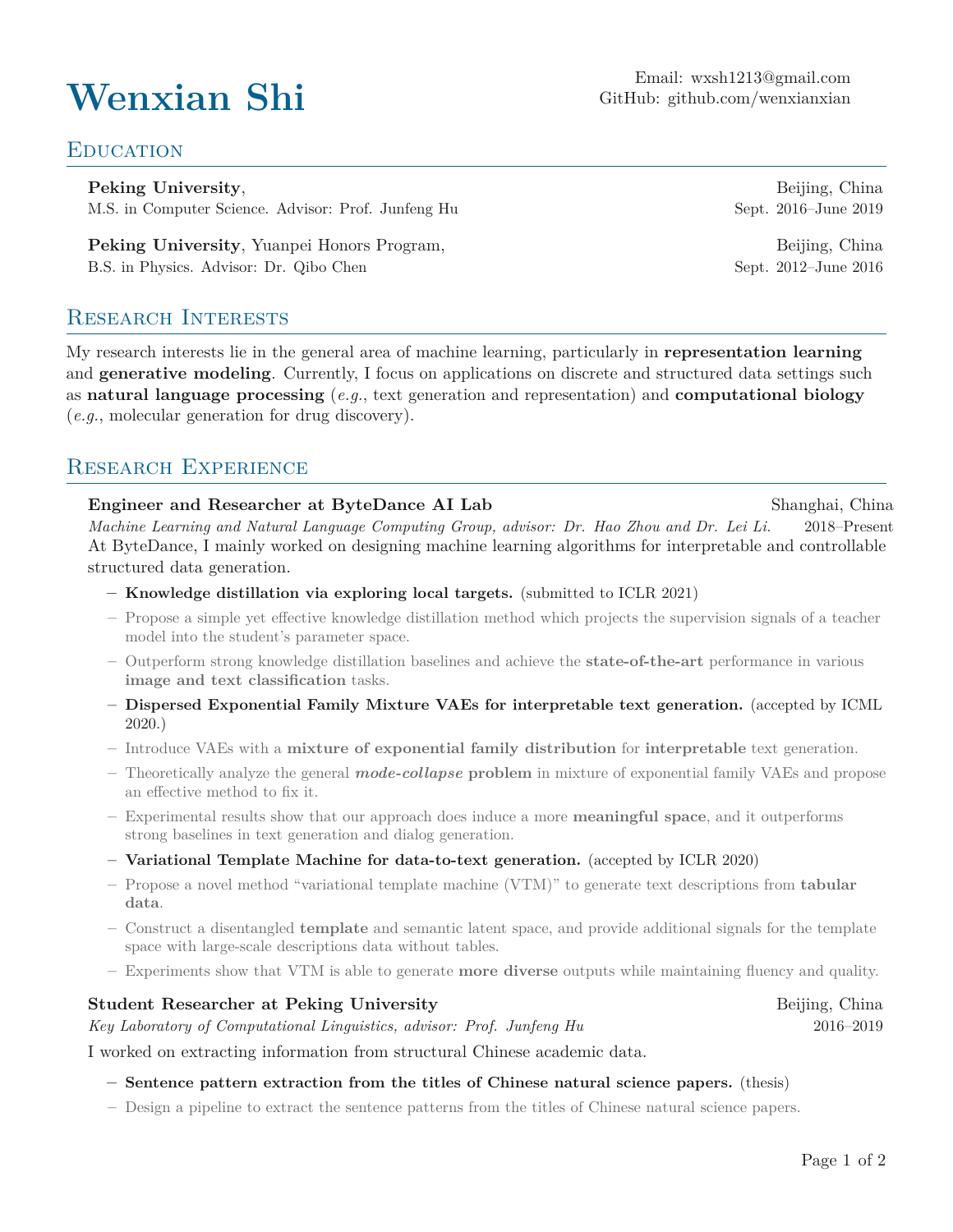# Wenxian Shi

Email: wxsh1213@gmail.com
GitHub: github.com/wenxianxian

## Education

**Peking University**, Beijing, China
M.S. in Computer Science. Advisor: Prof. Junfeng Hu — Sept. 2016–June 2019

**Peking University**, Yuanpei Honors Program, Beijing, China
B.S. in Physics. Advisor: Dr. Qibo Chen — Sept. 2012–June 2016

## Research Interests

My research interests lie in the general area of machine learning, particularly in **representation learning** and **generative modeling**. Currently, I focus on applications on discrete and structured data settings such as **natural language processing** (*e.g.*, text generation and representation) and **computational biology** (*e.g.*, molecular generation for drug discovery).

## Research Experience

**Engineer and Researcher at ByteDance AI Lab** — Shanghai, China
*Machine Learning and Natural Language Computing Group, advisor: Dr. Hao Zhou and Dr. Lei Li.* — 2018–Present

At ByteDance, I mainly worked on designing machine learning algorithms for interpretable and controllable structured data generation.

- **Knowledge distillation via exploring local targets.** (submitted to ICLR 2021)
- Propose a simple yet effective knowledge distillation method which projects the supervision signals of a teacher model into the student's parameter space.
- Outperform strong knowledge distillation baselines and achieve the **state-of-the-art** performance in various **image and text classification** tasks.
- **Dispersed Exponential Family Mixture VAEs for interpretable text generation.** (accepted by ICML 2020.)
- Introduce VAEs with a **mixture of exponential family distribution** for **interpretable** text generation.
- Theoretically analyze the general ***mode-collapse* problem** in mixture of exponential family VAEs and propose an effective method to fix it.
- Experimental results show that our approach does induce a more **meaningful space**, and it outperforms strong baselines in text generation and dialog generation.
- **Variational Template Machine for data-to-text generation.** (accepted by ICLR 2020)
- Propose a novel method "variational template machine (VTM)" to generate text descriptions from **tabular data**.
- Construct a disentangled **template** and semantic latent space, and provide additional signals for the template space with large-scale descriptions data without tables.
- Experiments show that VTM is able to generate **more diverse** outputs while maintaining fluency and quality.

**Student Researcher at Peking University** — Beijing, China
*Key Laboratory of Computational Linguistics, advisor: Prof. Junfeng Hu* — 2016–2019

I worked on extracting information from structural Chinese academic data.

- **Sentence pattern extraction from the titles of Chinese natural science papers.** (thesis)
- Design a pipeline to extract the sentence patterns from the titles of Chinese natural science papers.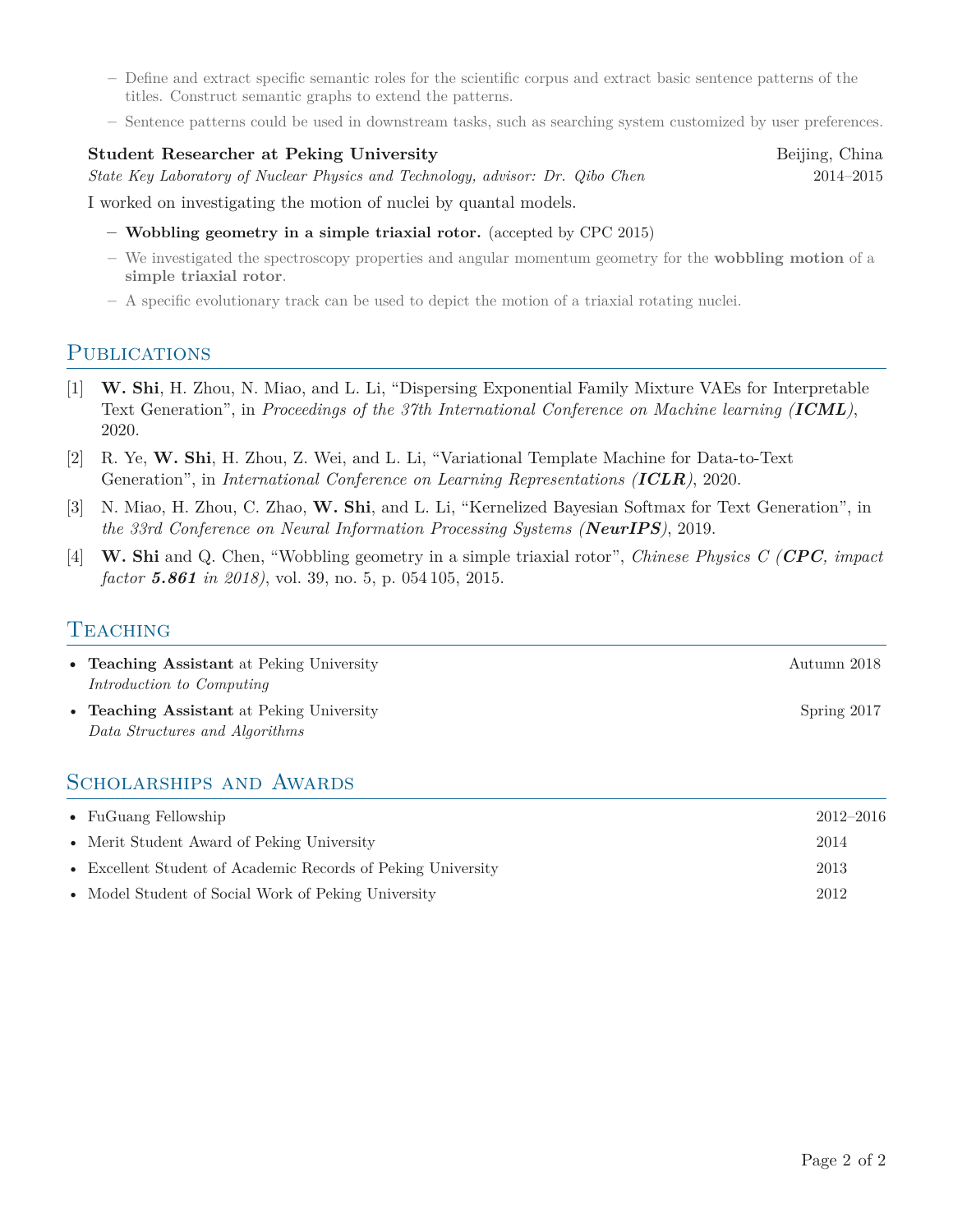- Define and extract specific semantic roles for the scientific corpus and extract basic sentence patterns of the titles. Construct semantic graphs to extend the patterns.
- Sentence patterns could be used in downstream tasks, such as searching system customized by user preferences.

**Student Researcher at Peking University** — Beijing, China
*State Key Laboratory of Nuclear Physics and Technology, advisor: Dr. Qibo Chen* — 2014–2015

I worked on investigating the motion of nuclei by quantal models.

- **Wobbling geometry in a simple triaxial rotor.** (accepted by CPC 2015)
- We investigated the spectroscopy properties and angular momentum geometry for the **wobbling motion** of a **simple triaxial rotor**.
- A specific evolutionary track can be used to depict the motion of a triaxial rotating nuclei.

## Publications

[1] **W. Shi**, H. Zhou, N. Miao, and L. Li, "Dispersing Exponential Family Mixture VAEs for Interpretable Text Generation", in *Proceedings of the 37th International Conference on Machine learning (**ICML**)*, 2020.

[2] R. Ye, **W. Shi**, H. Zhou, Z. Wei, and L. Li, "Variational Template Machine for Data-to-Text Generation", in *International Conference on Learning Representations (**ICLR**)*, 2020.

[3] N. Miao, H. Zhou, C. Zhao, **W. Shi**, and L. Li, "Kernelized Bayesian Softmax for Text Generation", in *the 33rd Conference on Neural Information Processing Systems (**NeurIPS**)*, 2019.

[4] **W. Shi** and Q. Chen, "Wobbling geometry in a simple triaxial rotor", *Chinese Physics C (**CPC**, impact factor **5.861** in 2018)*, vol. 39, no. 5, p. 054105, 2015.

## Teaching

- **Teaching Assistant** at Peking University — Autumn 2018
  *Introduction to Computing*
- **Teaching Assistant** at Peking University — Spring 2017
  *Data Structures and Algorithms*

## Scholarships and Awards

- FuGuang Fellowship — 2012–2016
- Merit Student Award of Peking University — 2014
- Excellent Student of Academic Records of Peking University — 2013
- Model Student of Social Work of Peking University — 2012